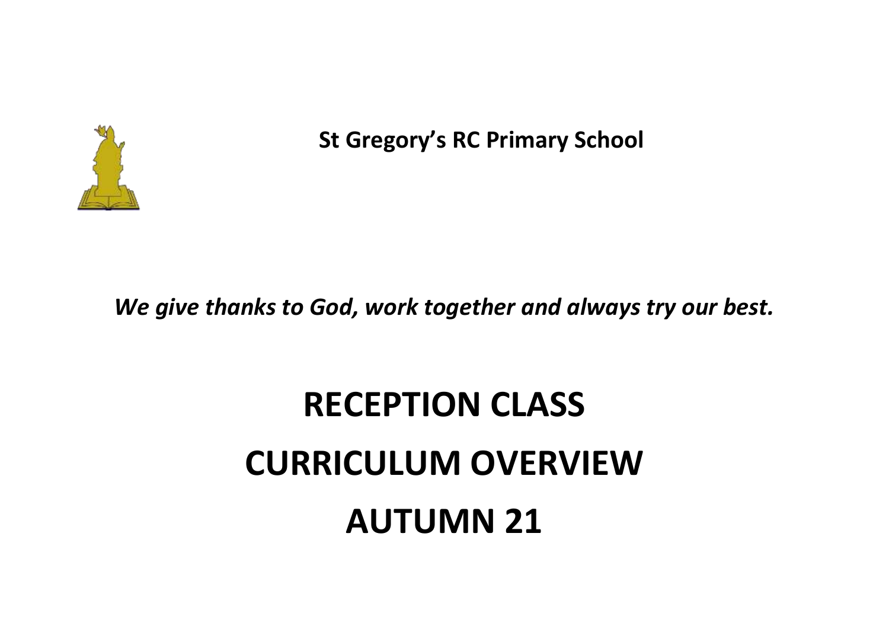**St Gregory's RC Primary School**

***We give thanks to God, work together and always try our best.***

# RECEPTION CLASS

# CURRICULUM OVERVIEW

# AUTUMN 21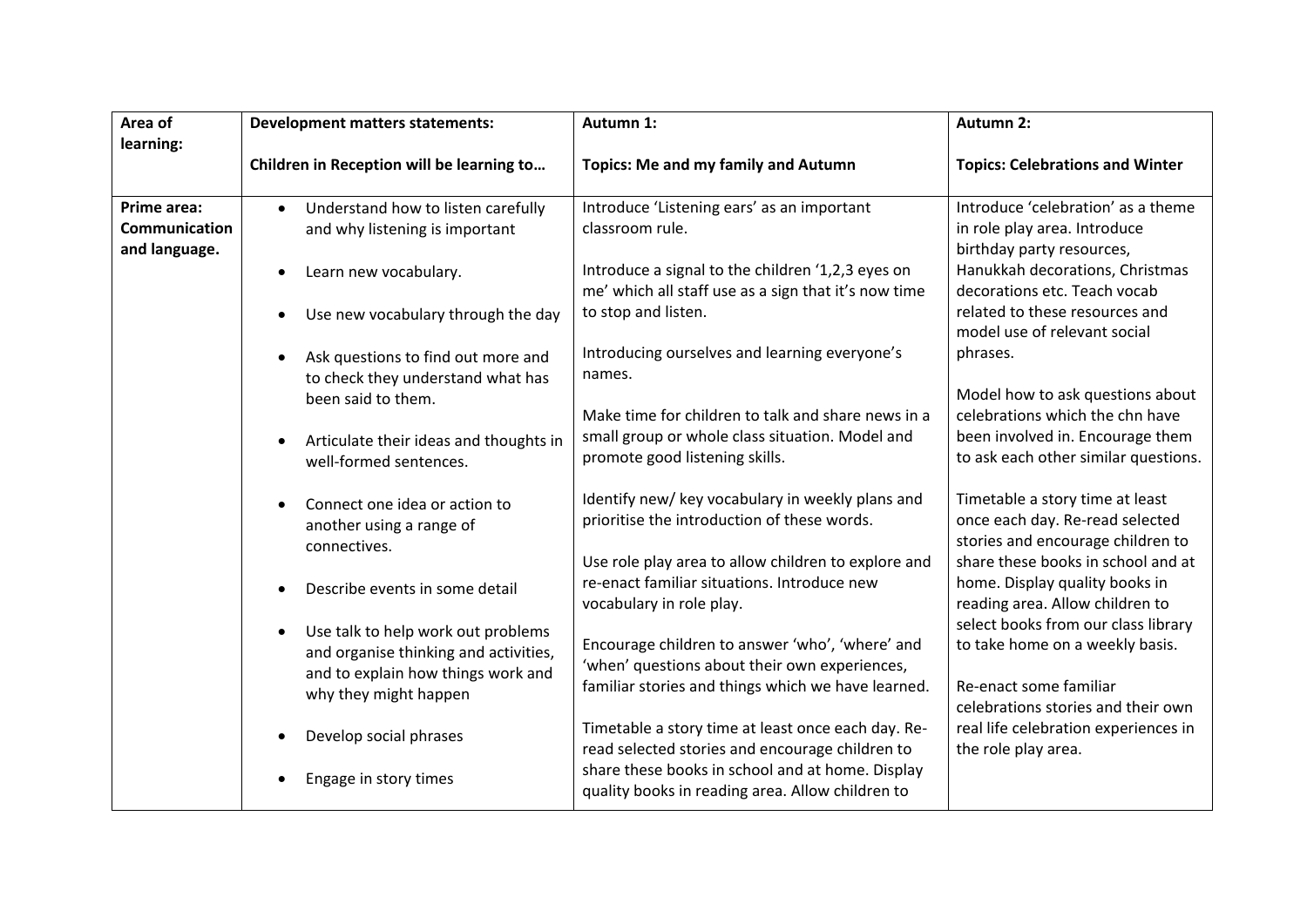| Area of learning: | Development matters statements:<br><br>Children in Reception will be learning to… | Autumn 1:<br><br>Topics: Me and my family and Autumn | Autumn 2:<br><br>Topics: Celebrations and Winter |
|---|---|---|---|
| **Prime area: Communication and language.** | • Understand how to listen carefully and why listening is important<br><br>• Learn new vocabulary.<br><br>• Use new vocabulary through the day<br><br>• Ask questions to find out more and to check they understand what has been said to them.<br><br>• Articulate their ideas and thoughts in well-formed sentences.<br><br>• Connect one idea or action to another using a range of connectives.<br><br>• Describe events in some detail<br><br>• Use talk to help work out problems and organise thinking and activities, and to explain how things work and why they might happen<br><br>• Develop social phrases<br><br>• Engage in story times | Introduce 'Listening ears' as an important classroom rule.<br><br>Introduce a signal to the children '1,2,3 eyes on me' which all staff use as a sign that it's now time to stop and listen.<br><br>Introducing ourselves and learning everyone's names.<br><br>Make time for children to talk and share news in a small group or whole class situation. Model and promote good listening skills.<br><br>Identify new/ key vocabulary in weekly plans and prioritise the introduction of these words.<br><br>Use role play area to allow children to explore and re-enact familiar situations. Introduce new vocabulary in role play.<br><br>Encourage children to answer 'who', 'where' and 'when' questions about their own experiences, familiar stories and things which we have learned.<br><br>Timetable a story time at least once each day. Re-read selected stories and encourage children to share these books in school and at home. Display quality books in reading area. Allow children to | Introduce 'celebration' as a theme in role play area. Introduce birthday party resources, Hanukkah decorations, Christmas decorations etc. Teach vocab related to these resources and model use of relevant social phrases.<br><br>Model how to ask questions about celebrations which the chn have been involved in. Encourage them to ask each other similar questions.<br><br>Timetable a story time at least once each day. Re-read selected stories and encourage children to share these books in school and at home. Display quality books in reading area. Allow children to select books from our class library to take home on a weekly basis.<br><br>Re-enact some familiar celebrations stories and their own real life celebration experiences in the role play area. |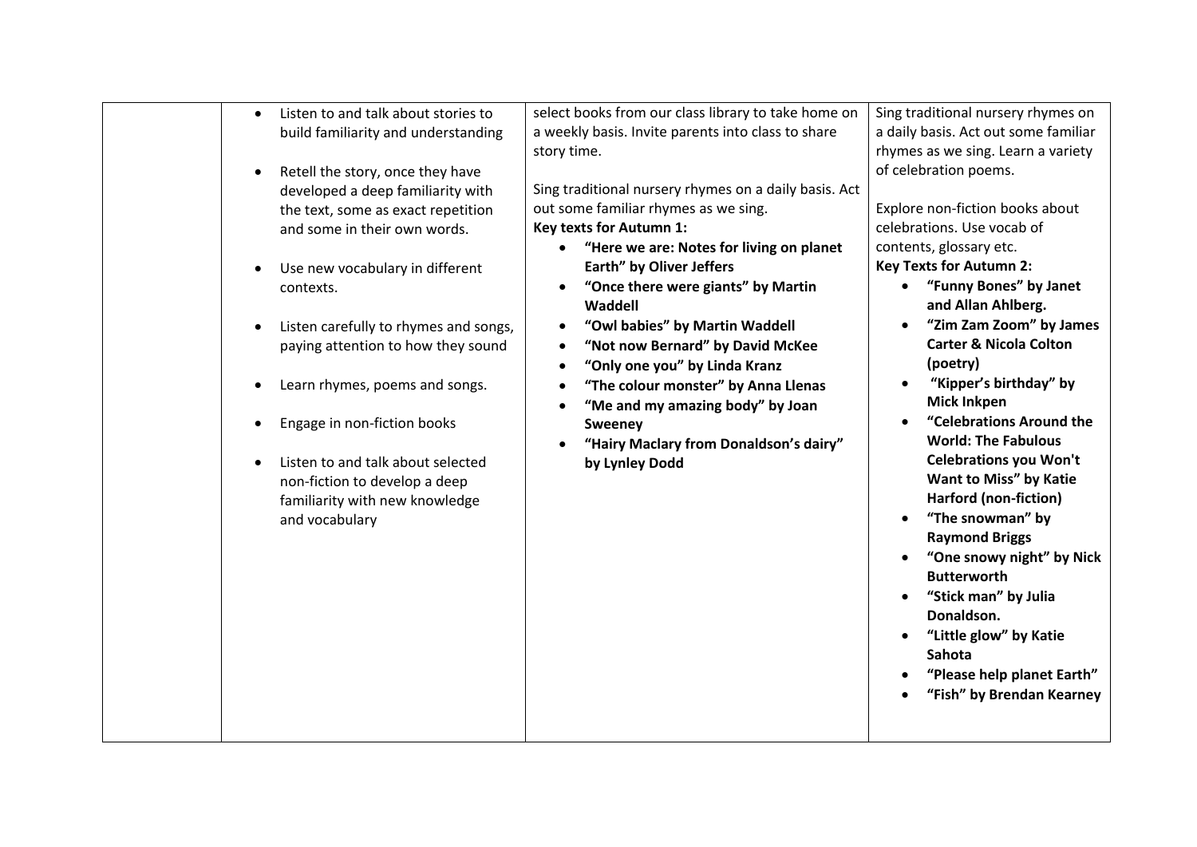|  |  |  |  |
|---|---|---|---|
|  | <ul><li>Listen to and talk about stories to build familiarity and understanding</li><li>Retell the story, once they have developed a deep familiarity with the text, some as exact repetition and some in their own words.</li><li>Use new vocabulary in different contexts.</li><li>Listen carefully to rhymes and songs, paying attention to how they sound</li><li>Learn rhymes, poems and songs.</li><li>Engage in non-fiction books</li><li>Listen to and talk about selected non-fiction to develop a deep familiarity with new knowledge and vocabulary</li></ul> | select books from our class library to take home on a weekly basis. Invite parents into class to share story time.<br><br>Sing traditional nursery rhymes on a daily basis. Act out some familiar rhymes as we sing.<br>**Key texts for Autumn 1:**<ul><li>**“Here we are: Notes for living on planet Earth” by Oliver Jeffers**</li><li>**“Once there were giants” by Martin Waddell**</li><li>**“Owl babies” by Martin Waddell**</li><li>**“Not now Bernard” by David McKee**</li><li>**“Only one you” by Linda Kranz**</li><li>**“The colour monster” by Anna Llenas**</li><li>**“Me and my amazing body” by Joan Sweeney**</li><li>**“Hairy Maclary from Donaldson’s dairy” by Lynley Dodd**</li></ul> | Sing traditional nursery rhymes on a daily basis. Act out some familiar rhymes as we sing. Learn a variety of celebration poems.<br><br>Explore non-fiction books about celebrations. Use vocab of contents, glossary etc.<br>**Key Texts for Autumn 2:**<ul><li>**“Funny Bones” by Janet and Allan Ahlberg.**</li><li>**“Zim Zam Zoom” by James Carter & Nicola Colton (poetry)**</li><li>**“Kipper’s birthday” by Mick Inkpen**</li><li>**“Celebrations Around the World: The Fabulous Celebrations you Won't Want to Miss” by Katie Harford (non-fiction)**</li><li>**“The snowman” by Raymond Briggs**</li><li>**“One snowy night” by Nick Butterworth**</li><li>**“Stick man” by Julia Donaldson.**</li><li>**“Little glow” by Katie Sahota**</li><li>**“Please help planet Earth”**</li><li>**“Fish” by Brendan Kearney**</li></ul> |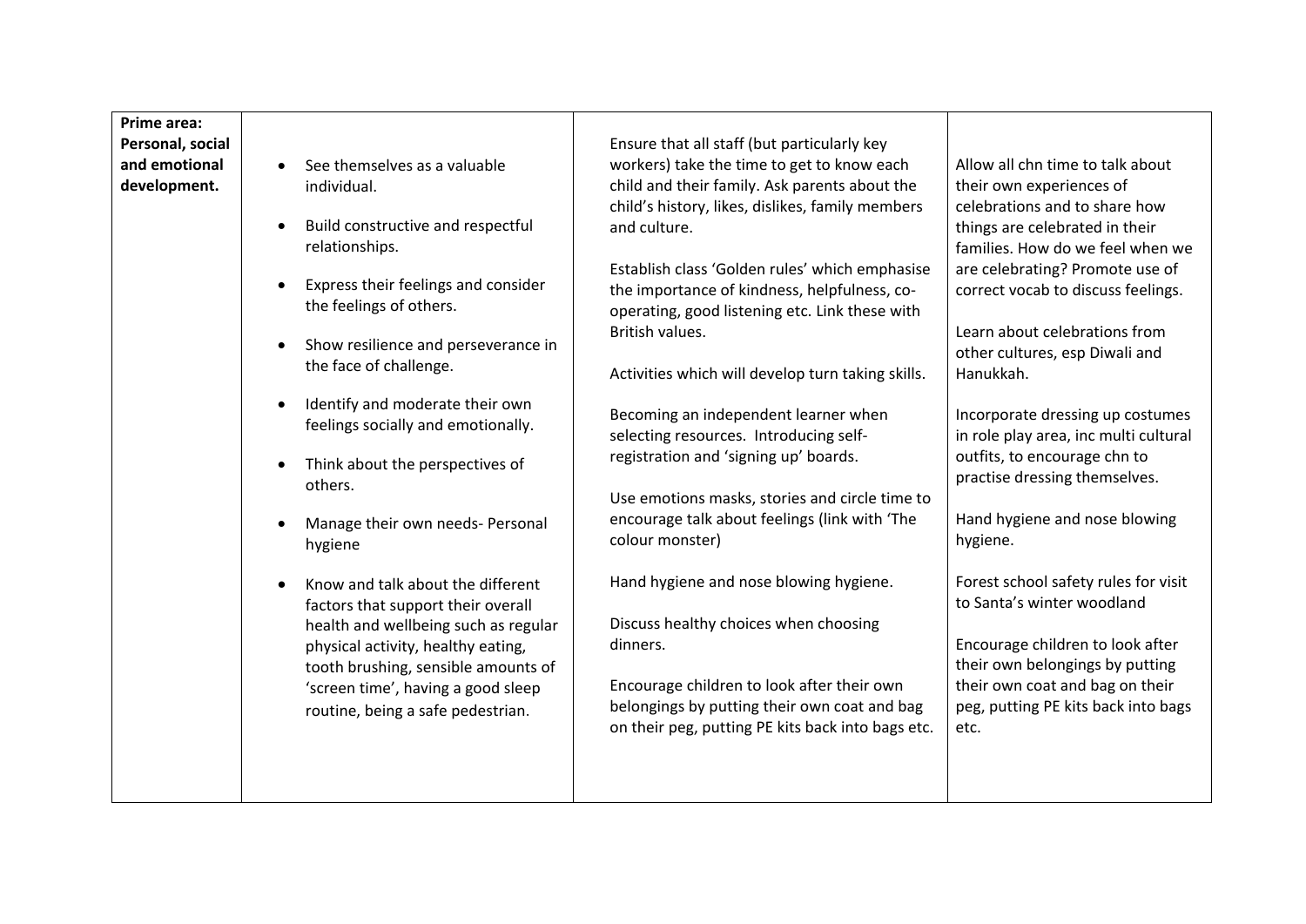| **Prime area: Personal, social and emotional development.** | <ul><li>See themselves as a valuable individual.</li><li>Build constructive and respectful relationships.</li><li>Express their feelings and consider the feelings of others.</li><li>Show resilience and perseverance in the face of challenge.</li><li>Identify and moderate their own feelings socially and emotionally.</li><li>Think about the perspectives of others.</li><li>Manage their own needs- Personal hygiene</li><li>Know and talk about the different factors that support their overall health and wellbeing such as regular physical activity, healthy eating, tooth brushing, sensible amounts of 'screen time', having a good sleep routine, being a safe pedestrian.</li></ul> | Ensure that all staff (but particularly key workers) take the time to get to know each child and their family. Ask parents about the child's history, likes, dislikes, family members and culture.<br><br>Establish class 'Golden rules' which emphasise the importance of kindness, helpfulness, co-operating, good listening etc. Link these with British values.<br><br>Activities which will develop turn taking skills.<br><br>Becoming an independent learner when selecting resources. Introducing self-registration and 'signing up' boards.<br><br>Use emotions masks, stories and circle time to encourage talk about feelings (link with 'The colour monster)<br><br>Hand hygiene and nose blowing hygiene.<br><br>Discuss healthy choices when choosing dinners.<br><br>Encourage children to look after their own belongings by putting their own coat and bag on their peg, putting PE kits back into bags etc. | Allow all chn time to talk about their own experiences of celebrations and to share how things are celebrated in their families. How do we feel when we are celebrating? Promote use of correct vocab to discuss feelings.<br><br>Learn about celebrations from other cultures, esp Diwali and Hanukkah.<br><br>Incorporate dressing up costumes in role play area, inc multi cultural outfits, to encourage chn to practise dressing themselves.<br><br>Hand hygiene and nose blowing hygiene.<br><br>Forest school safety rules for visit to Santa's winter woodland<br><br>Encourage children to look after their own belongings by putting their own coat and bag on their peg, putting PE kits back into bags etc. |
|---|---|---|---|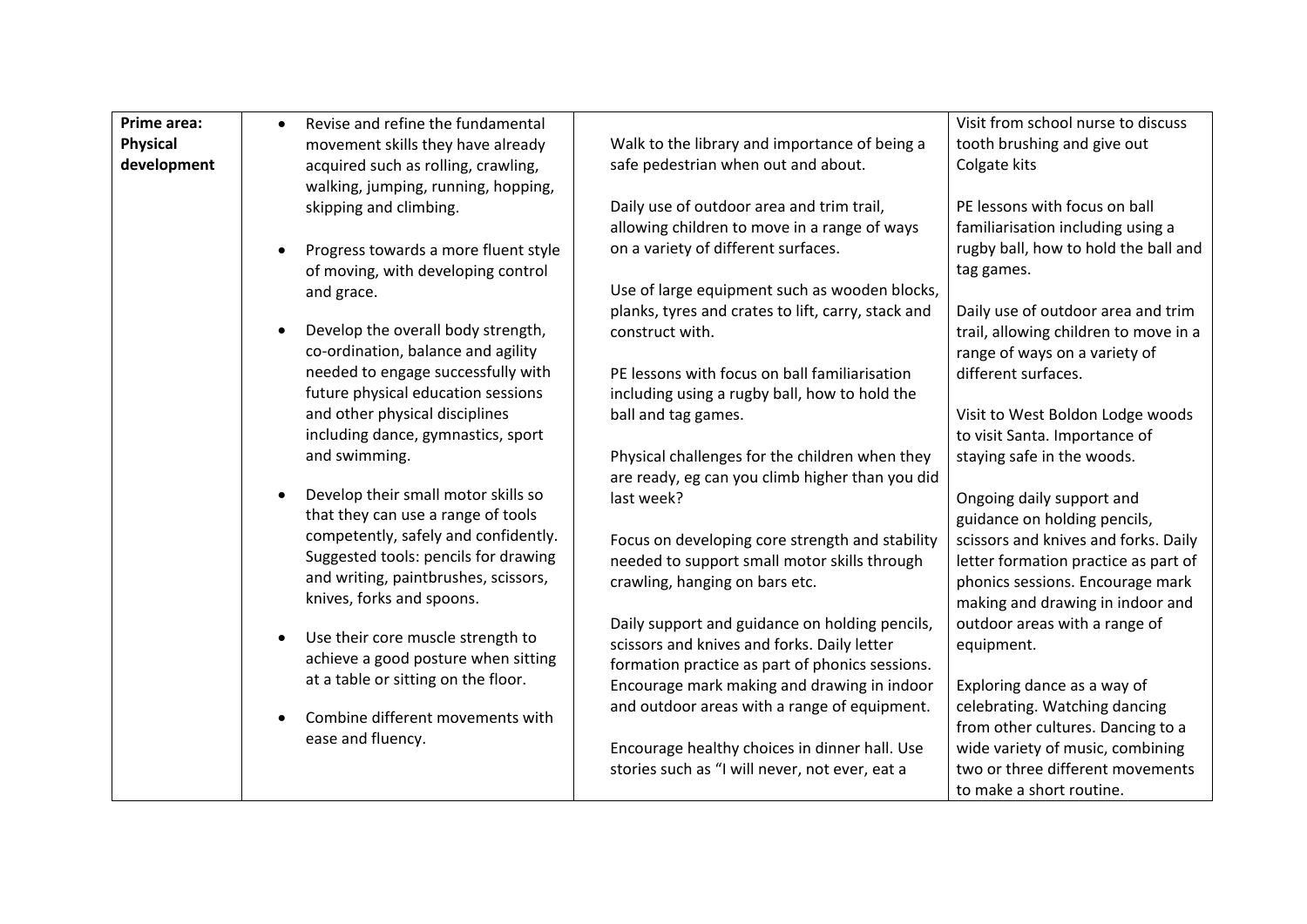| Prime area: Physical development | • Revise and refine the fundamental movement skills they have already acquired such as rolling, crawling, walking, jumping, running, hopping, skipping and climbing.<br><br>• Progress towards a more fluent style of moving, with developing control and grace.<br><br>• Develop the overall body strength, co-ordination, balance and agility needed to engage successfully with future physical education sessions and other physical disciplines including dance, gymnastics, sport and swimming.<br><br>• Develop their small motor skills so that they can use a range of tools competently, safely and confidently. Suggested tools: pencils for drawing and writing, paintbrushes, scissors, knives, forks and spoons.<br><br>• Use their core muscle strength to achieve a good posture when sitting at a table or sitting on the floor.<br><br>• Combine different movements with ease and fluency. | Walk to the library and importance of being a safe pedestrian when out and about.<br><br>Daily use of outdoor area and trim trail, allowing children to move in a range of ways on a variety of different surfaces.<br><br>Use of large equipment such as wooden blocks, planks, tyres and crates to lift, carry, stack and construct with.<br><br>PE lessons with focus on ball familiarisation including using a rugby ball, how to hold the ball and tag games.<br><br>Physical challenges for the children when they are ready, eg can you climb higher than you did last week?<br><br>Focus on developing core strength and stability needed to support small motor skills through crawling, hanging on bars etc.<br><br>Daily support and guidance on holding pencils, scissors and knives and forks. Daily letter formation practice as part of phonics sessions. Encourage mark making and drawing in indoor and outdoor areas with a range of equipment.<br><br>Encourage healthy choices in dinner hall. Use stories such as "I will never, not ever, eat a | Visit from school nurse to discuss tooth brushing and give out Colgate kits<br><br>PE lessons with focus on ball familiarisation including using a rugby ball, how to hold the ball and tag games.<br><br>Daily use of outdoor area and trim trail, allowing children to move in a range of ways on a variety of different surfaces.<br><br>Visit to West Boldon Lodge woods to visit Santa. Importance of staying safe in the woods.<br><br>Ongoing daily support and guidance on holding pencils, scissors and knives and forks. Daily letter formation practice as part of phonics sessions. Encourage mark making and drawing in indoor and outdoor areas with a range of equipment.<br><br>Exploring dance as a way of celebrating. Watching dancing from other cultures. Dancing to a wide variety of music, combining two or three different movements to make a short routine. |
|---|---|---|---|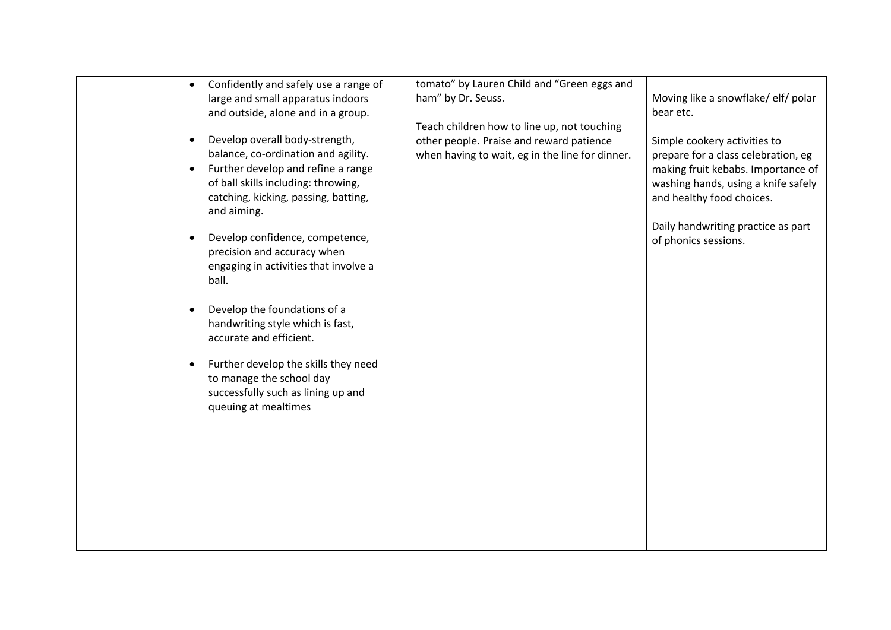|  |  |  |  |
|---|---|---|---|
|  | • Confidently and safely use a range of large and small apparatus indoors and outside, alone and in a group.<br><br>• Develop overall body-strength, balance, co-ordination and agility.<br>• Further develop and refine a range of ball skills including: throwing, catching, kicking, passing, batting, and aiming.<br><br>• Develop confidence, competence, precision and accuracy when engaging in activities that involve a ball.<br><br>• Develop the foundations of a handwriting style which is fast, accurate and efficient.<br><br>• Further develop the skills they need to manage the school day successfully such as lining up and queuing at mealtimes | tomato" by Lauren Child and "Green eggs and ham" by Dr. Seuss.<br><br>Teach children how to line up, not touching other people. Praise and reward patience when having to wait, eg in the line for dinner. | Moving like a snowflake/ elf/ polar bear etc.<br><br>Simple cookery activities to prepare for a class celebration, eg making fruit kebabs. Importance of washing hands, using a knife safely and healthy food choices.<br><br>Daily handwriting practice as part of phonics sessions. |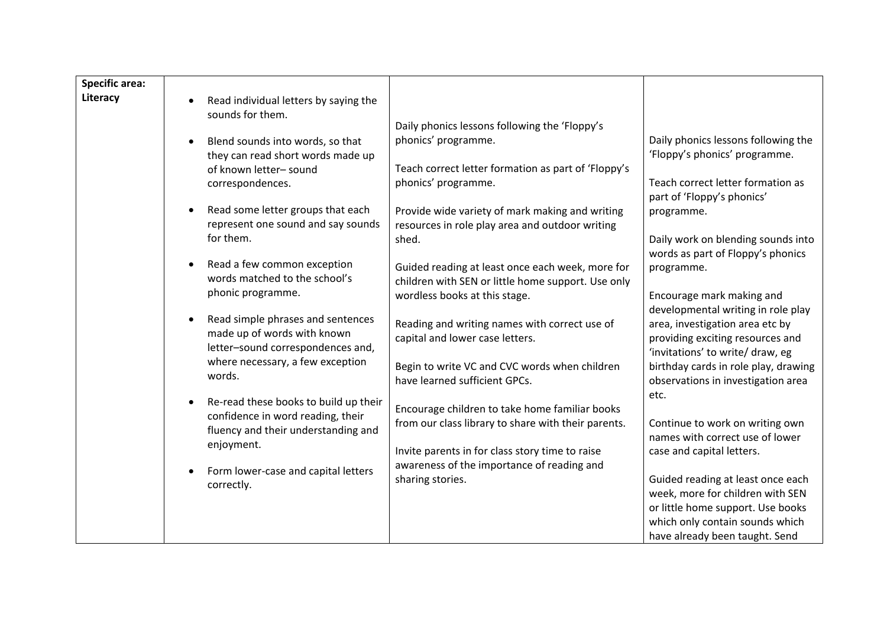| **Specific area: Literacy** | <ul><li>Read individual letters by saying the sounds for them.</li><li>Blend sounds into words, so that they can read short words made up of known letter– sound correspondences.</li><li>Read some letter groups that each represent one sound and say sounds for them.</li><li>Read a few common exception words matched to the school's phonic programme.</li><li>Read simple phrases and sentences made up of words with known letter–sound correspondences and, where necessary, a few exception words.</li><li>Re-read these books to build up their confidence in word reading, their fluency and their understanding and enjoyment.</li><li>Form lower-case and capital letters correctly.</li></ul> | Daily phonics lessons following the 'Floppy's phonics' programme.<br><br>Teach correct letter formation as part of 'Floppy's phonics' programme.<br><br>Provide wide variety of mark making and writing resources in role play area and outdoor writing shed.<br><br>Guided reading at least once each week, more for children with SEN or little home support. Use only wordless books at this stage.<br><br>Reading and writing names with correct use of capital and lower case letters.<br><br>Begin to write VC and CVC words when children have learned sufficient GPCs.<br><br>Encourage children to take home familiar books from our class library to share with their parents.<br><br>Invite parents in for class story time to raise awareness of the importance of reading and sharing stories. | Daily phonics lessons following the 'Floppy's phonics' programme.<br><br>Teach correct letter formation as part of 'Floppy's phonics' programme.<br><br>Daily work on blending sounds into words as part of Floppy's phonics programme.<br><br>Encourage mark making and developmental writing in role play area, investigation area etc by providing exciting resources and 'invitations' to write/ draw, eg birthday cards in role play, drawing observations in investigation area etc.<br><br>Continue to work on writing own names with correct use of lower case and capital letters.<br><br>Guided reading at least once each week, more for children with SEN or little home support. Use books which only contain sounds which have already been taught. Send |
|---|---|---|---|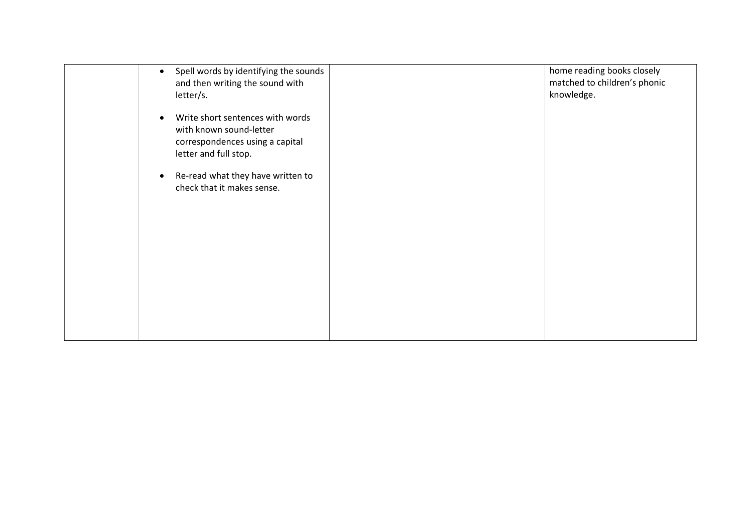|  |  |  |  |
|---|---|---|---|
|  | • Spell words by identifying the sounds and then writing the sound with letter/s.<br><br>• Write short sentences with words with known sound-letter correspondences using a capital letter and full stop.<br><br>• Re-read what they have written to check that it makes sense. |  | home reading books closely matched to children's phonic knowledge. |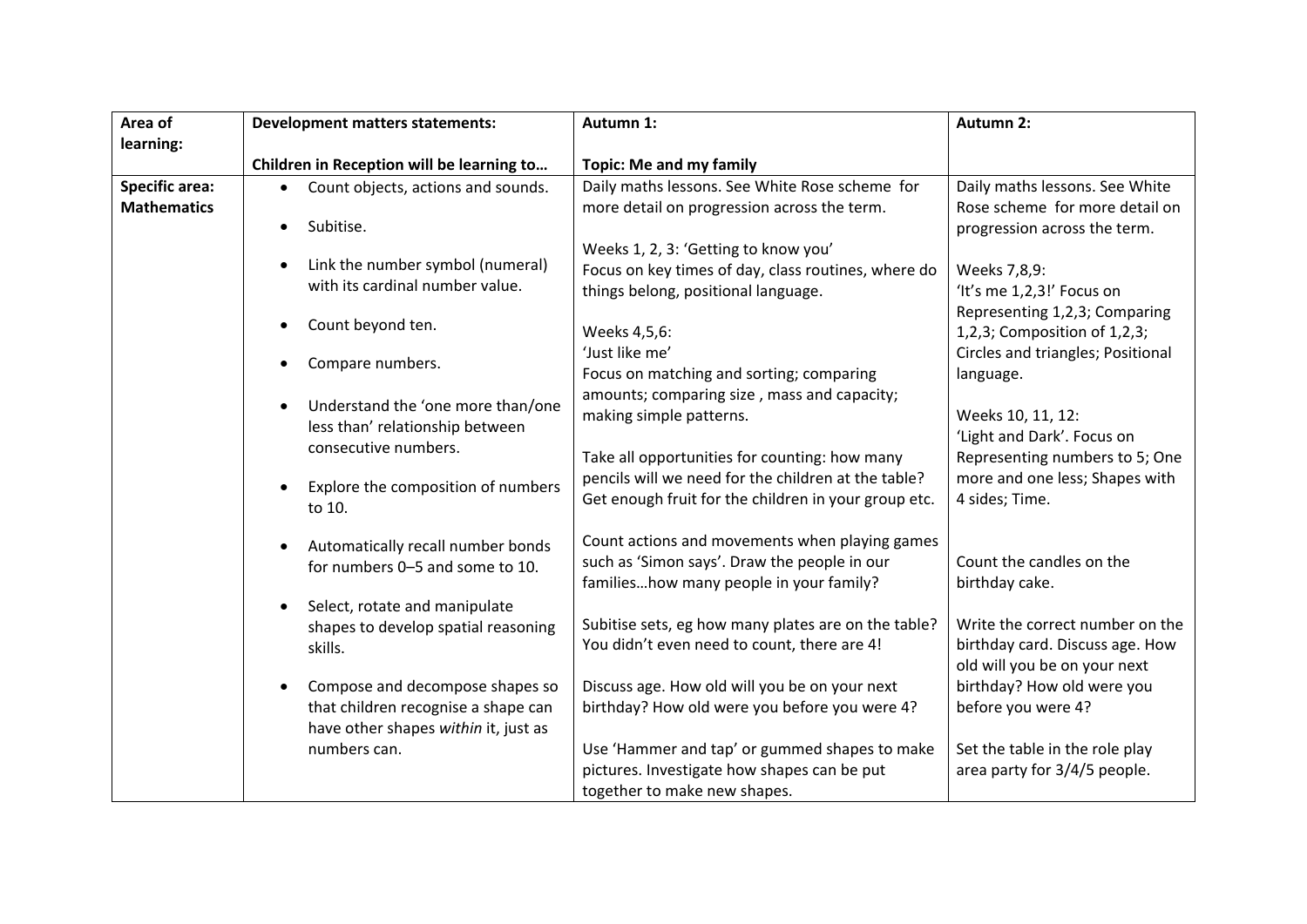| Area of learning: | Development matters statements:<br><br>Children in Reception will be learning to… | Autumn 1:<br><br>Topic: Me and my family | Autumn 2: |
|---|---|---|---|
| **Specific area: Mathematics** | • Count objects, actions and sounds.<br><br>• Subitise.<br><br>• Link the number symbol (numeral) with its cardinal number value.<br><br>• Count beyond ten.<br><br>• Compare numbers.<br><br>• Understand the 'one more than/one less than' relationship between consecutive numbers.<br><br>• Explore the composition of numbers to 10.<br><br>• Automatically recall number bonds for numbers 0–5 and some to 10.<br><br>• Select, rotate and manipulate shapes to develop spatial reasoning skills.<br><br>• Compose and decompose shapes so that children recognise a shape can have other shapes *within* it, just as numbers can. | Daily maths lessons. See White Rose scheme for more detail on progression across the term.<br><br>Weeks 1, 2, 3: 'Getting to know you'<br>Focus on key times of day, class routines, where do things belong, positional language.<br><br>Weeks 4,5,6:<br>'Just like me'<br>Focus on matching and sorting; comparing amounts; comparing size , mass and capacity; making simple patterns.<br><br>Take all opportunities for counting: how many pencils will we need for the children at the table? Get enough fruit for the children in your group etc.<br><br>Count actions and movements when playing games such as 'Simon says'. Draw the people in our families…how many people in your family?<br><br>Subitise sets, eg how many plates are on the table? You didn't even need to count, there are 4!<br><br>Discuss age. How old will you be on your next birthday? How old were you before you were 4?<br><br>Use 'Hammer and tap' or gummed shapes to make pictures. Investigate how shapes can be put together to make new shapes. | Daily maths lessons. See White Rose scheme for more detail on progression across the term.<br><br>Weeks 7,8,9:<br>'It's me 1,2,3!' Focus on Representing 1,2,3; Comparing 1,2,3; Composition of 1,2,3; Circles and triangles; Positional language.<br><br>Weeks 10, 11, 12:<br>'Light and Dark'. Focus on Representing numbers to 5; One more and one less; Shapes with 4 sides; Time.<br><br>Count the candles on the birthday cake.<br><br>Write the correct number on the birthday card. Discuss age. How old will you be on your next birthday? How old were you before you were 4?<br><br>Set the table in the role play area party for 3/4/5 people. |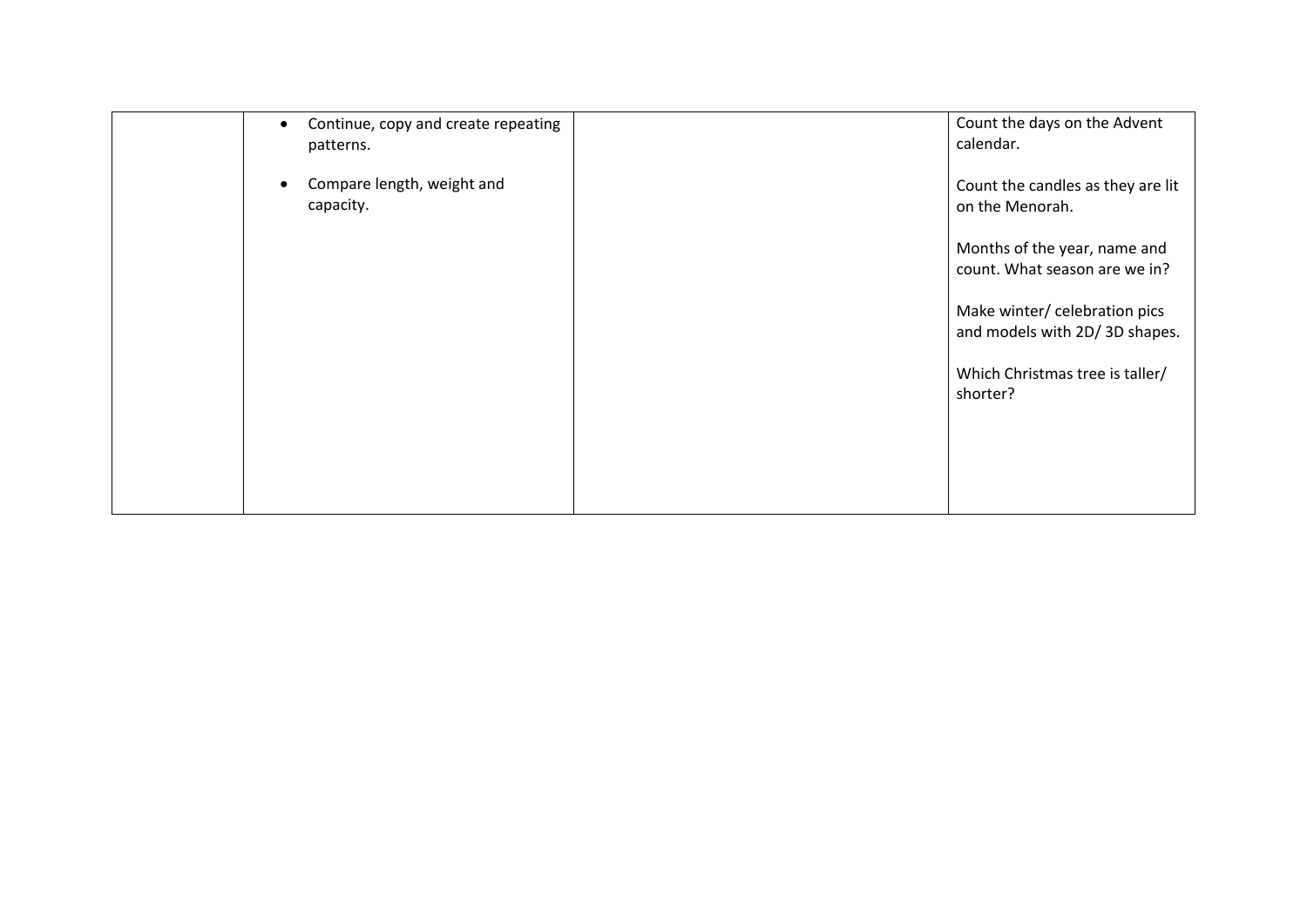| | | | |
|---|---|---|---|
| | • Continue, copy and create repeating patterns.<br><br>• Compare length, weight and capacity. | | Count the days on the Advent calendar.<br><br>Count the candles as they are lit on the Menorah.<br><br>Months of the year, name and count. What season are we in?<br><br>Make winter/ celebration pics and models with 2D/ 3D shapes.<br><br>Which Christmas tree is taller/ shorter? |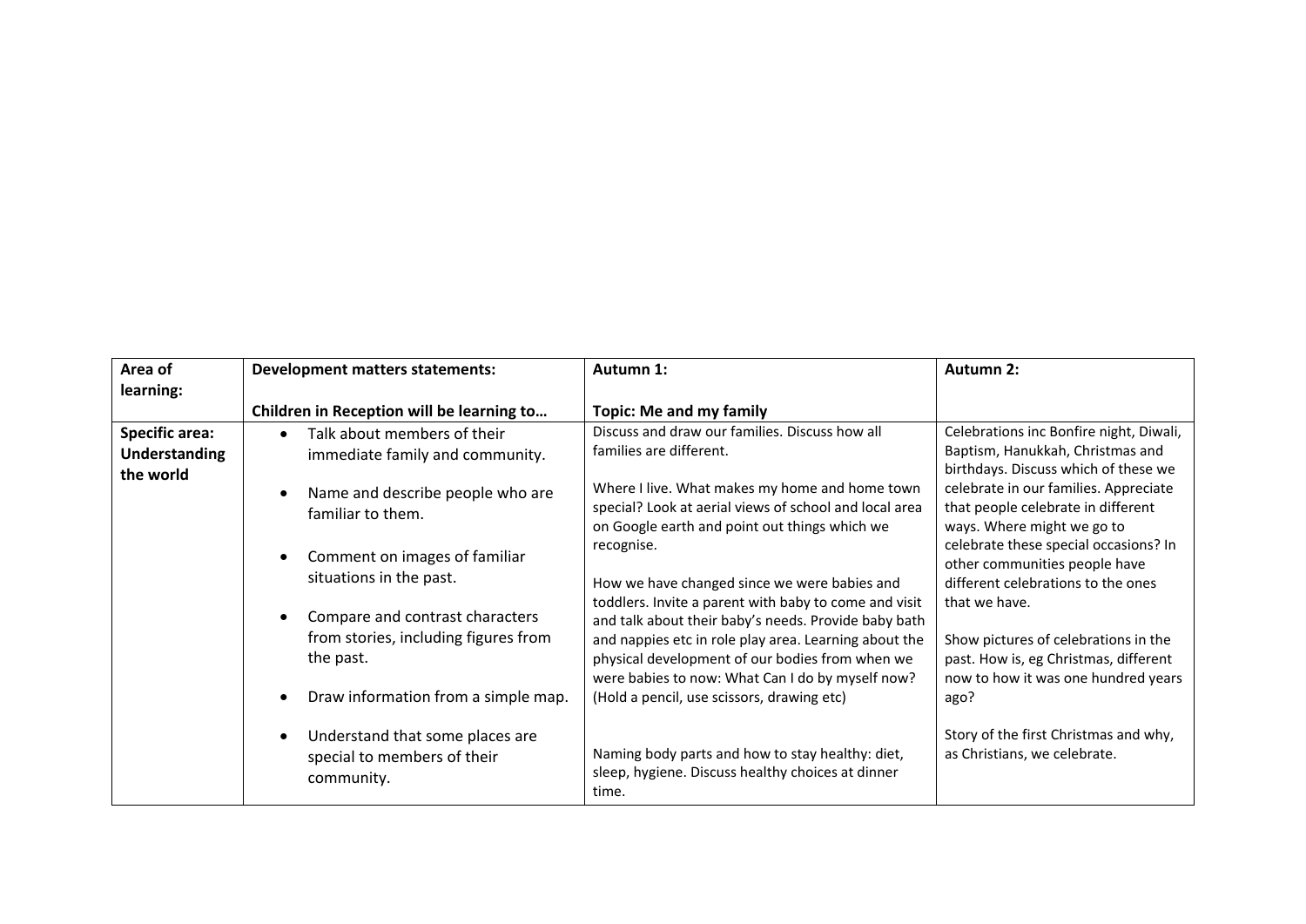| Area of learning: | Development matters statements:<br><br>Children in Reception will be learning to… | Autumn 1:<br><br>Topic: Me and my family | Autumn 2: |
| --- | --- | --- | --- |
| **Specific area: Understanding the world** | • Talk about members of their immediate family and community.<br><br>• Name and describe people who are familiar to them.<br><br>• Comment on images of familiar situations in the past.<br><br>• Compare and contrast characters from stories, including figures from the past.<br><br>• Draw information from a simple map.<br><br>• Understand that some places are special to members of their community. | Discuss and draw our families. Discuss how all families are different.<br><br>Where I live. What makes my home and home town special? Look at aerial views of school and local area on Google earth and point out things which we recognise.<br><br>How we have changed since we were babies and toddlers. Invite a parent with baby to come and visit and talk about their baby's needs. Provide baby bath and nappies etc in role play area. Learning about the physical development of our bodies from when we were babies to now: What Can I do by myself now? (Hold a pencil, use scissors, drawing etc)<br><br>Naming body parts and how to stay healthy: diet, sleep, hygiene. Discuss healthy choices at dinner time. | Celebrations inc Bonfire night, Diwali, Baptism, Hanukkah, Christmas and birthdays. Discuss which of these we celebrate in our families. Appreciate that people celebrate in different ways. Where might we go to celebrate these special occasions? In other communities people have different celebrations to the ones that we have.<br><br>Show pictures of celebrations in the past. How is, eg Christmas, different now to how it was one hundred years ago?<br><br>Story of the first Christmas and why, as Christians, we celebrate. |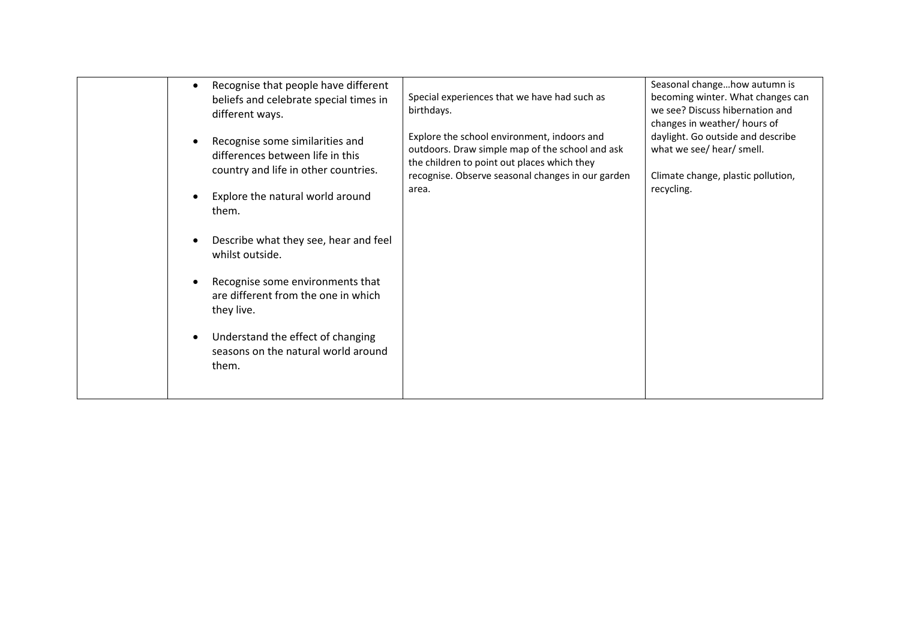|  |  |  |  |
|---|---|---|---|
|  | • Recognise that people have different beliefs and celebrate special times in different ways.<br><br>• Recognise some similarities and differences between life in this country and life in other countries.<br><br>• Explore the natural world around them.<br><br>• Describe what they see, hear and feel whilst outside.<br><br>• Recognise some environments that are different from the one in which they live.<br><br>• Understand the effect of changing seasons on the natural world around them. | Special experiences that we have had such as birthdays.<br><br>Explore the school environment, indoors and outdoors. Draw simple map of the school and ask the children to point out places which they recognise. Observe seasonal changes in our garden area. | Seasonal change…how autumn is becoming winter. What changes can we see? Discuss hibernation and changes in weather/ hours of daylight. Go outside and describe what we see/ hear/ smell.<br><br>Climate change, plastic pollution, recycling. |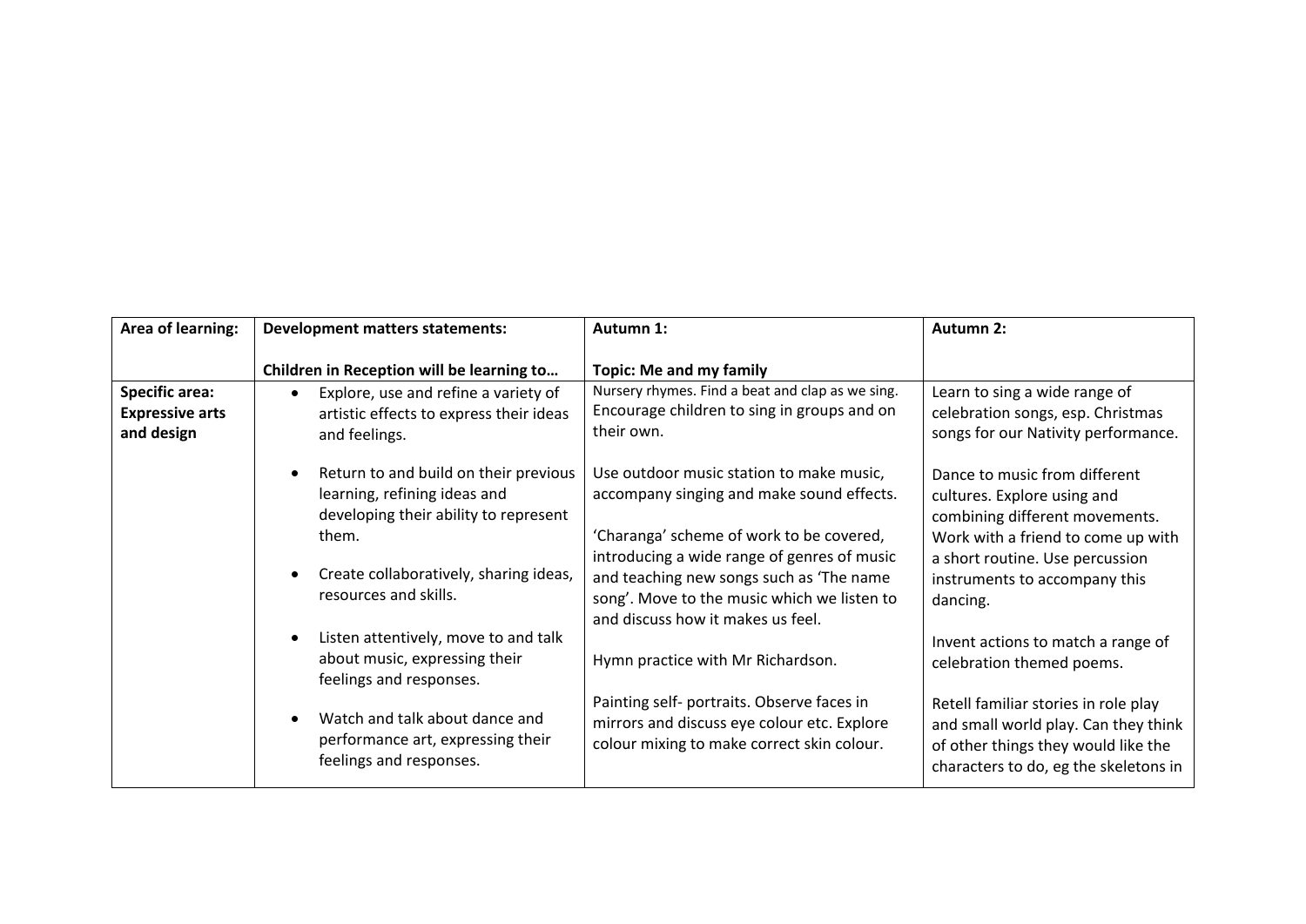| Area of learning: | Development matters statements:<br><br>Children in Reception will be learning to… | Autumn 1:<br><br>Topic: Me and my family | Autumn 2: |
|---|---|---|---|
| **Specific area: Expressive arts and design** | • Explore, use and refine a variety of artistic effects to express their ideas and feelings.<br><br>• Return to and build on their previous learning, refining ideas and developing their ability to represent them.<br><br>• Create collaboratively, sharing ideas, resources and skills.<br><br>• Listen attentively, move to and talk about music, expressing their feelings and responses.<br><br>• Watch and talk about dance and performance art, expressing their feelings and responses. | Nursery rhymes. Find a beat and clap as we sing. Encourage children to sing in groups and on their own.<br><br>Use outdoor music station to make music, accompany singing and make sound effects.<br><br>'Charanga' scheme of work to be covered, introducing a wide range of genres of music and teaching new songs such as 'The name song'. Move to the music which we listen to and discuss how it makes us feel.<br><br>Hymn practice with Mr Richardson.<br><br>Painting self- portraits. Observe faces in mirrors and discuss eye colour etc. Explore colour mixing to make correct skin colour. | Learn to sing a wide range of celebration songs, esp. Christmas songs for our Nativity performance.<br><br>Dance to music from different cultures. Explore using and combining different movements. Work with a friend to come up with a short routine. Use percussion instruments to accompany this dancing.<br><br>Invent actions to match a range of celebration themed poems.<br><br>Retell familiar stories in role play and small world play. Can they think of other things they would like the characters to do, eg the skeletons in |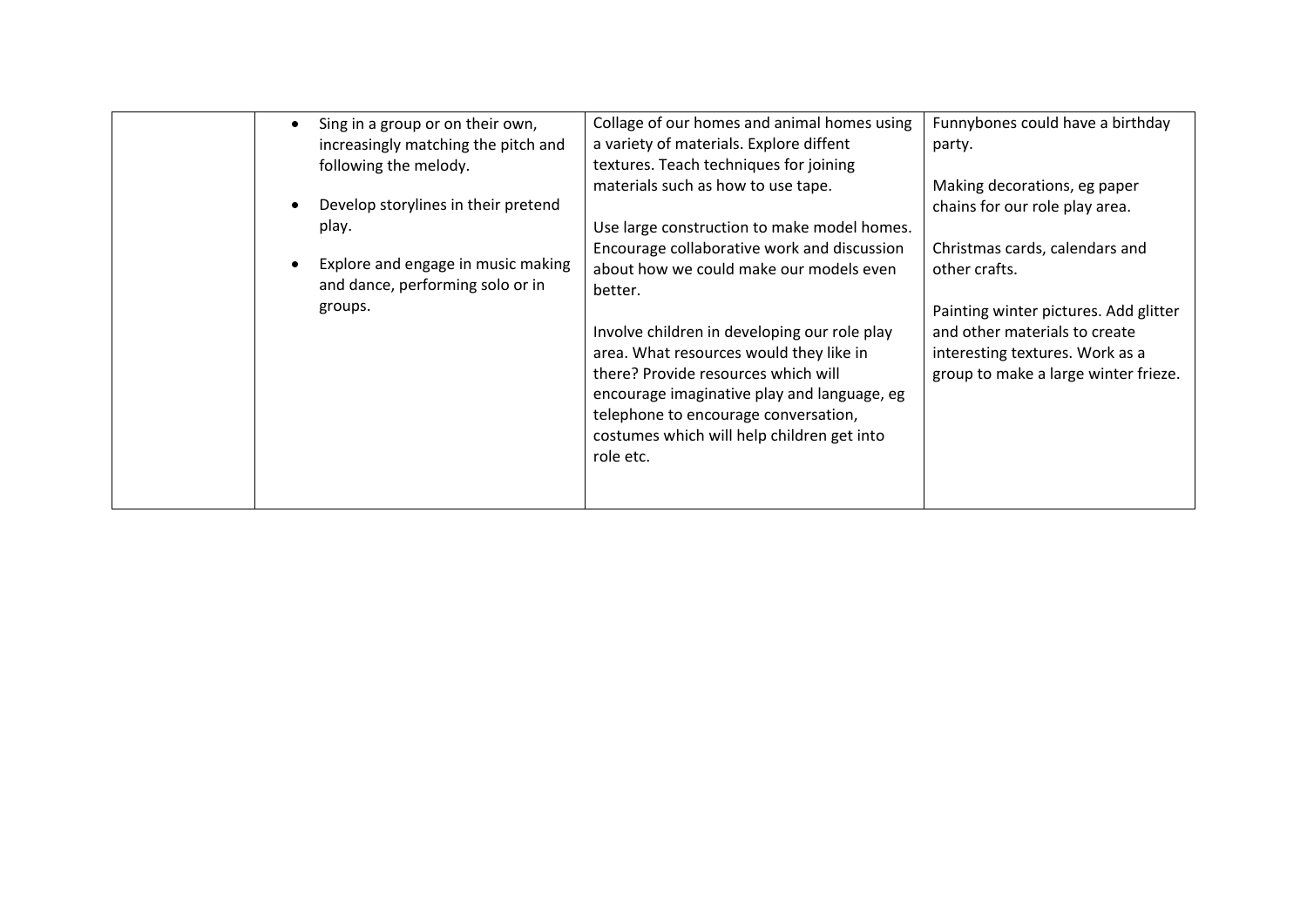|  |  |  |  |
| --- | --- | --- | --- |
|  | • Sing in a group or on their own, increasingly matching the pitch and following the melody.<br><br>• Develop storylines in their pretend play.<br><br>• Explore and engage in music making and dance, performing solo or in groups. | Collage of our homes and animal homes using a variety of materials. Explore diffent textures. Teach techniques for joining materials such as how to use tape.<br><br>Use large construction to make model homes. Encourage collaborative work and discussion about how we could make our models even better.<br><br>Involve children in developing our role play area. What resources would they like in there? Provide resources which will encourage imaginative play and language, eg telephone to encourage conversation, costumes which will help children get into role etc. | Funnybones could have a birthday party.<br><br>Making decorations, eg paper chains for our role play area.<br><br>Christmas cards, calendars and other crafts.<br><br>Painting winter pictures. Add glitter and other materials to create interesting textures. Work as a group to make a large winter frieze. |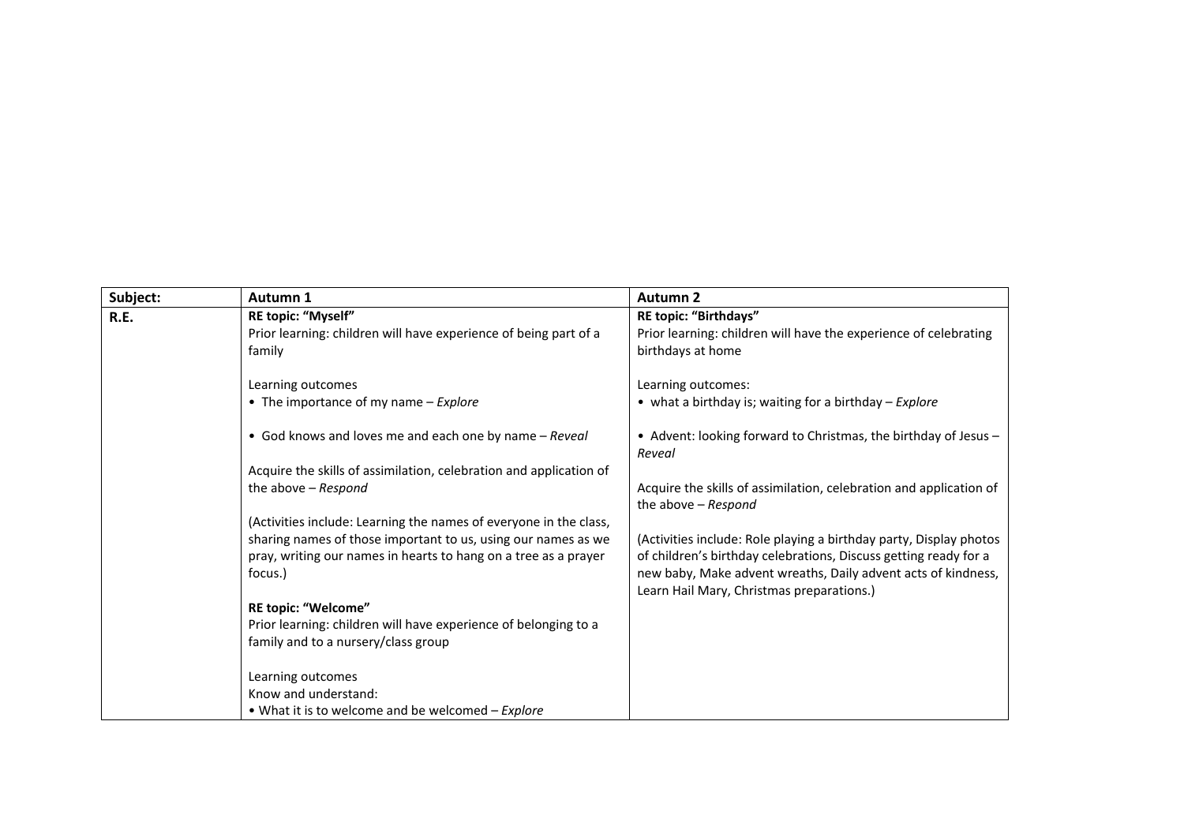| Subject: | Autumn 1 | Autumn 2 |
| --- | --- | --- |
| R.E. | **RE topic: "Myself"**<br>Prior learning: children will have experience of being part of a family<br><br>Learning outcomes<br>• The importance of my name – *Explore*<br><br>• God knows and loves me and each one by name – *Reveal*<br><br>Acquire the skills of assimilation, celebration and application of the above – *Respond*<br><br>(Activities include: Learning the names of everyone in the class, sharing names of those important to us, using our names as we pray, writing our names in hearts to hang on a tree as a prayer focus.)<br><br>**RE topic: "Welcome"**<br>Prior learning: children will have experience of belonging to a family and to a nursery/class group<br><br>Learning outcomes<br>Know and understand:<br>• What it is to welcome and be welcomed – *Explore* | **RE topic: "Birthdays"**<br>Prior learning: children will have the experience of celebrating birthdays at home<br><br>Learning outcomes:<br>• what a birthday is; waiting for a birthday – *Explore*<br><br>• Advent: looking forward to Christmas, the birthday of Jesus – *Reveal*<br><br>Acquire the skills of assimilation, celebration and application of the above – *Respond*<br><br>(Activities include: Role playing a birthday party, Display photos of children's birthday celebrations, Discuss getting ready for a new baby, Make advent wreaths, Daily advent acts of kindness, Learn Hail Mary, Christmas preparations.) |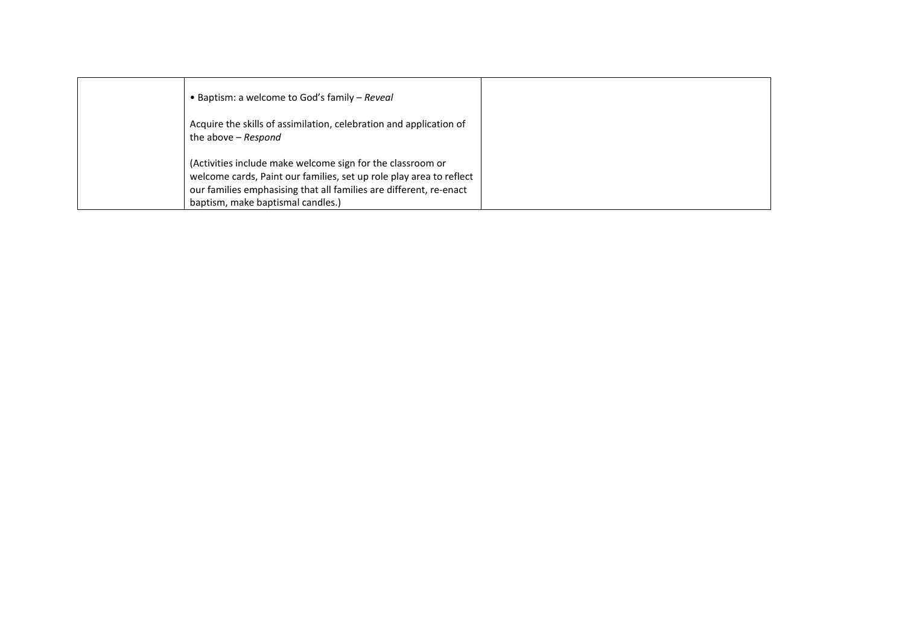| | | |
|---|---|---|
| | • Baptism: a welcome to God's family – *Reveal*<br><br>Acquire the skills of assimilation, celebration and application of the above – *Respond*<br><br>(Activities include make welcome sign for the classroom or welcome cards, Paint our families, set up role play area to reflect our families emphasising that all families are different, re-enact baptism, make baptismal candles.) | |